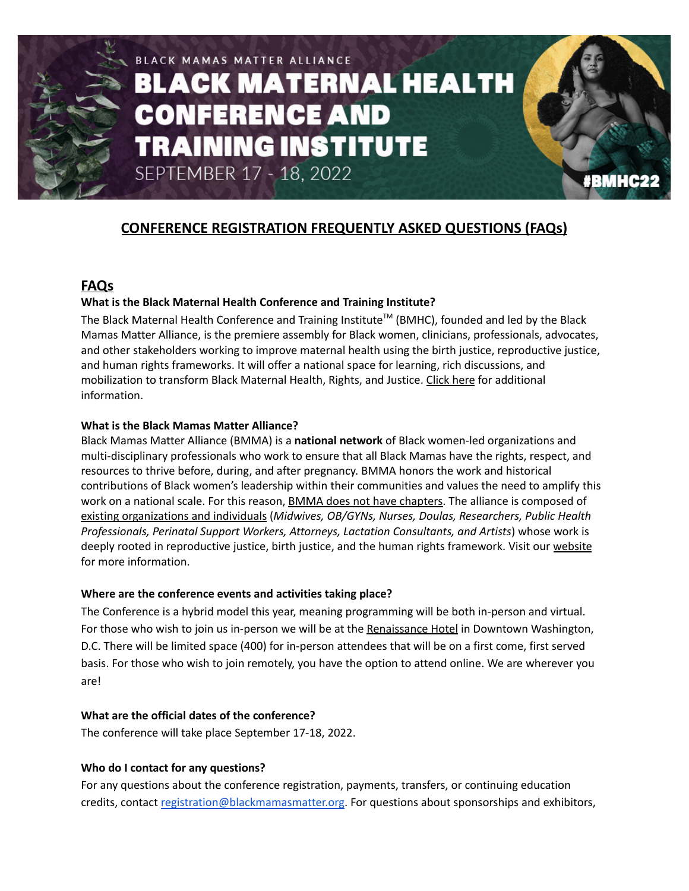BLACK MAMAS MATTER ALLIANCE

# BLACK MATERNAL HEALTH CONFERENCE AND TRAINING INSTITUTE

SEPTEMBER 17 - 18, 2022

#BMHC22

## CONFERENCE REGISTRATION FREQUENTLY ASKED QUESTIONS (FAQs)

## FAQs

### What is the Black Maternal Health Conference and Training Institute?

The Black Maternal Health Conference and Training Institute™ (BMHC), founded and led by the Black Mamas Matter Alliance, is the premiere assembly for Black women, clinicians, professionals, advocates, and other stakeholders working to improve maternal health using the birth justice, reproductive justice, and human rights frameworks. It will offer a national space for learning, rich discussions, and mobilization to transform Black Maternal Health, Rights, and Justice. Click here for additional information.

### What is the Black Mamas Matter Alliance?

Black Mamas Matter Alliance (BMMA) is a **national network** of Black women-led organizations and multi-disciplinary professionals who work to ensure that all Black Mamas have the rights, respect, and resources to thrive before, during, and after pregnancy. BMMA honors the work and historical contributions of Black women's leadership within their communities and values the need to amplify this work on a national scale. For this reason, BMMA does not have chapters. The alliance is composed of existing organizations and individuals (*Midwives, OB/GYNs, Nurses, Doulas, Researchers, Public Health Professionals, Perinatal Support Workers, Attorneys, Lactation Consultants, and Artists*) whose work is deeply rooted in reproductive justice, birth justice, and the human rights framework. Visit our website for more information.

### Where are the conference events and activities taking place?

The Conference is a hybrid model this year, meaning programming will be both in-person and virtual. For those who wish to join us in-person we will be at the Renaissance Hotel in Downtown Washington, D.C. There will be limited space (400) for in-person attendees that will be on a first come, first served basis. For those who wish to join remotely, you have the option to attend online. We are wherever you are!

### What are the official dates of the conference?

The conference will take place September 17-18, 2022.

### Who do I contact for any questions?

For any questions about the conference registration, payments, transfers, or continuing education credits, contact registration@blackmamasmatter.org. For questions about sponsorships and exhibitors,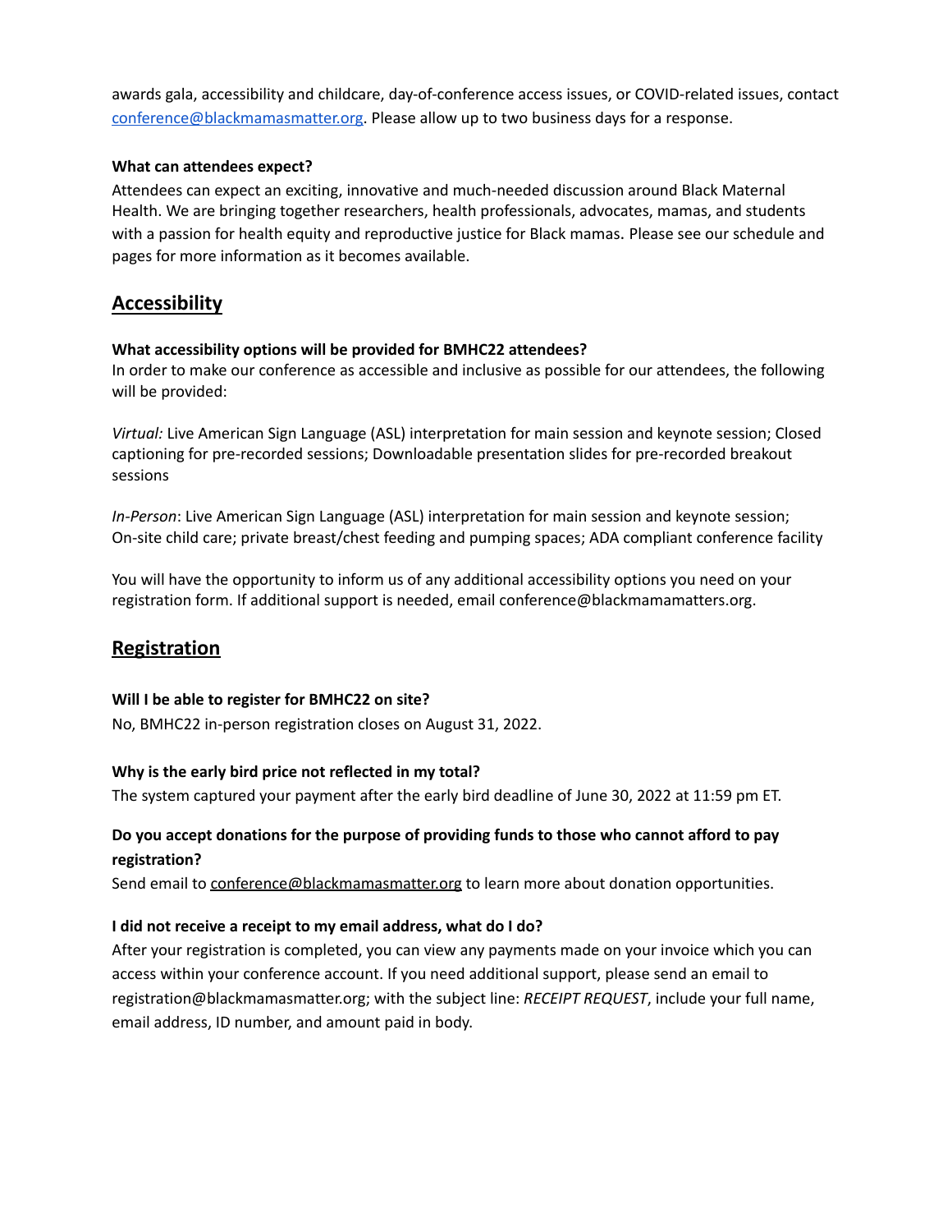awards gala, accessibility and childcare, day-of-conference access issues, or COVID-related issues, contact [conference@blackmamasmatter.org](mailto:conference@blackmamasmatter.org). Please allow up to two business days for a response.

**What can attendees expect?**

Attendees can expect an exciting, innovative and much-needed discussion around Black Maternal Health. We are bringing together researchers, health professionals, advocates, mamas, and students with a passion for health equity and reproductive justice for Black mamas. Please see our schedule and pages for more information as it becomes available.

## Accessibility

**What accessibility options will be provided for BMHC22 attendees?**

In order to make our conference as accessible and inclusive as possible for our attendees, the following will be provided:

*Virtual:* Live American Sign Language (ASL) interpretation for main session and keynote session; Closed captioning for pre-recorded sessions; Downloadable presentation slides for pre-recorded breakout sessions

*In-Person*: Live American Sign Language (ASL) interpretation for main session and keynote session; On-site child care; private breast/chest feeding and pumping spaces; ADA compliant conference facility

You will have the opportunity to inform us of any additional accessibility options you need on your registration form. If additional support is needed, email conference@blackmamamatters.org.

## Registration

**Will I be able to register for BMHC22 on site?**

No, BMHC22 in-person registration closes on August 31, 2022.

**Why is the early bird price not reflected in my total?**

The system captured your payment after the early bird deadline of June 30, 2022 at 11:59 pm ET.

**Do you accept donations for the purpose of providing funds to those who cannot afford to pay registration?**

Send email to conference@blackmamasmatter.org to learn more about donation opportunities.

**I did not receive a receipt to my email address, what do I do?**

After your registration is completed, you can view any payments made on your invoice which you can access within your conference account. If you need additional support, please send an email to registration@blackmamasmatter.org; with the subject line: *RECEIPT REQUEST*, include your full name, email address, ID number, and amount paid in body.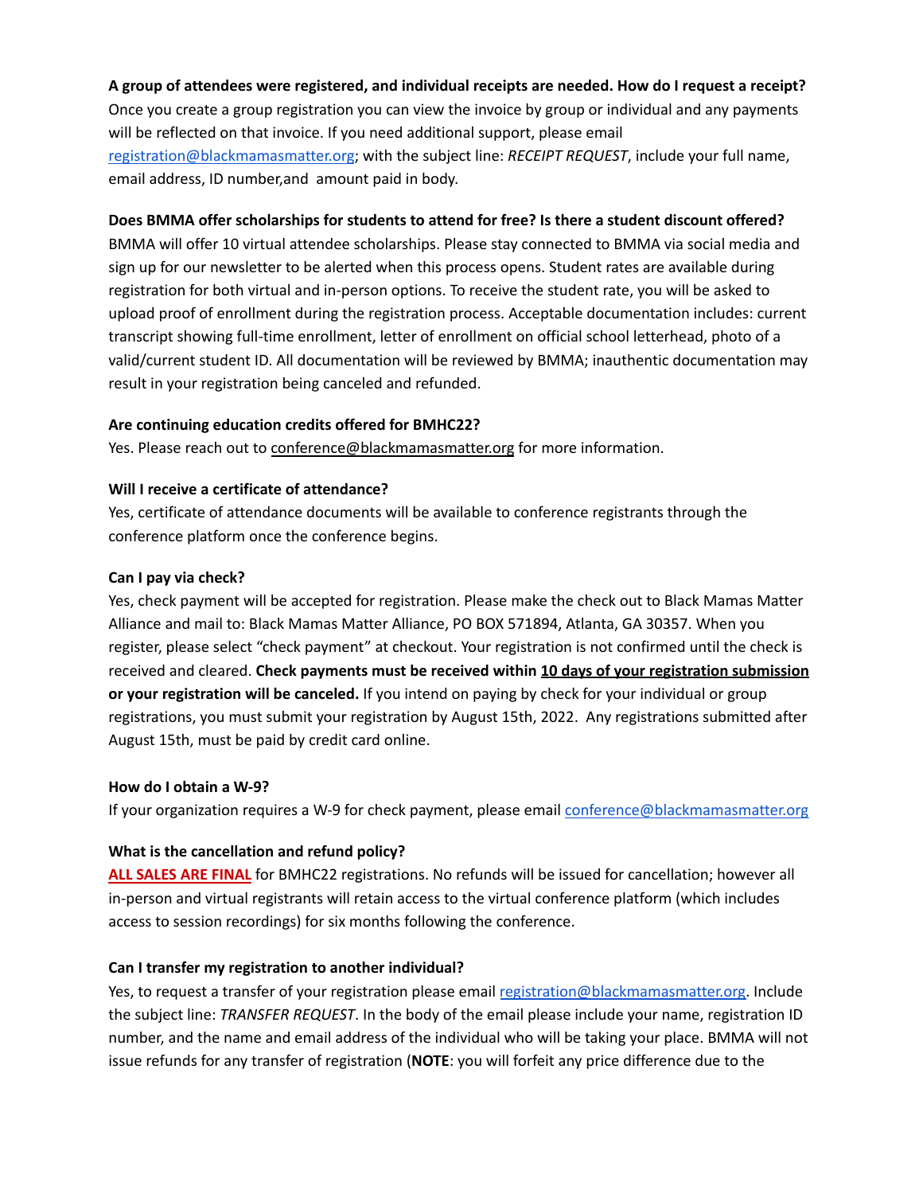**A group of attendees were registered, and individual receipts are needed. How do I request a receipt?**
Once you create a group registration you can view the invoice by group or individual and any payments will be reflected on that invoice. If you need additional support, please email registration@blackmamasmatter.org; with the subject line: *RECEIPT REQUEST*, include your full name, email address, ID number,and amount paid in body.

**Does BMMA offer scholarships for students to attend for free? Is there a student discount offered?**
BMMA will offer 10 virtual attendee scholarships. Please stay connected to BMMA via social media and sign up for our newsletter to be alerted when this process opens. Student rates are available during registration for both virtual and in-person options. To receive the student rate, you will be asked to upload proof of enrollment during the registration process. Acceptable documentation includes: current transcript showing full-time enrollment, letter of enrollment on official school letterhead, photo of a valid/current student ID. All documentation will be reviewed by BMMA; inauthentic documentation may result in your registration being canceled and refunded.

**Are continuing education credits offered for BMHC22?**
Yes. Please reach out to conference@blackmamasmatter.org for more information.

**Will I receive a certificate of attendance?**
Yes, certificate of attendance documents will be available to conference registrants through the conference platform once the conference begins.

**Can I pay via check?**
Yes, check payment will be accepted for registration. Please make the check out to Black Mamas Matter Alliance and mail to: Black Mamas Matter Alliance, PO BOX 571894, Atlanta, GA 30357. When you register, please select "check payment" at checkout. Your registration is not confirmed until the check is received and cleared. **Check payments must be received within <u>10 days of your registration submission</u> or your registration will be canceled.** If you intend on paying by check for your individual or group registrations, you must submit your registration by August 15th, 2022. Any registrations submitted after August 15th, must be paid by credit card online.

**How do I obtain a W-9?**
If your organization requires a W-9 for check payment, please email conference@blackmamasmatter.org

**What is the cancellation and refund policy?**
**<u>ALL SALES ARE FINAL</u>** for BMHC22 registrations. No refunds will be issued for cancellation; however all in-person and virtual registrants will retain access to the virtual conference platform (which includes access to session recordings) for six months following the conference.

**Can I transfer my registration to another individual?**
Yes, to request a transfer of your registration please email registration@blackmamasmatter.org. Include the subject line: *TRANSFER REQUEST*. In the body of the email please include your name, registration ID number, and the name and email address of the individual who will be taking your place. BMMA will not issue refunds for any transfer of registration (**NOTE**: you will forfeit any price difference due to the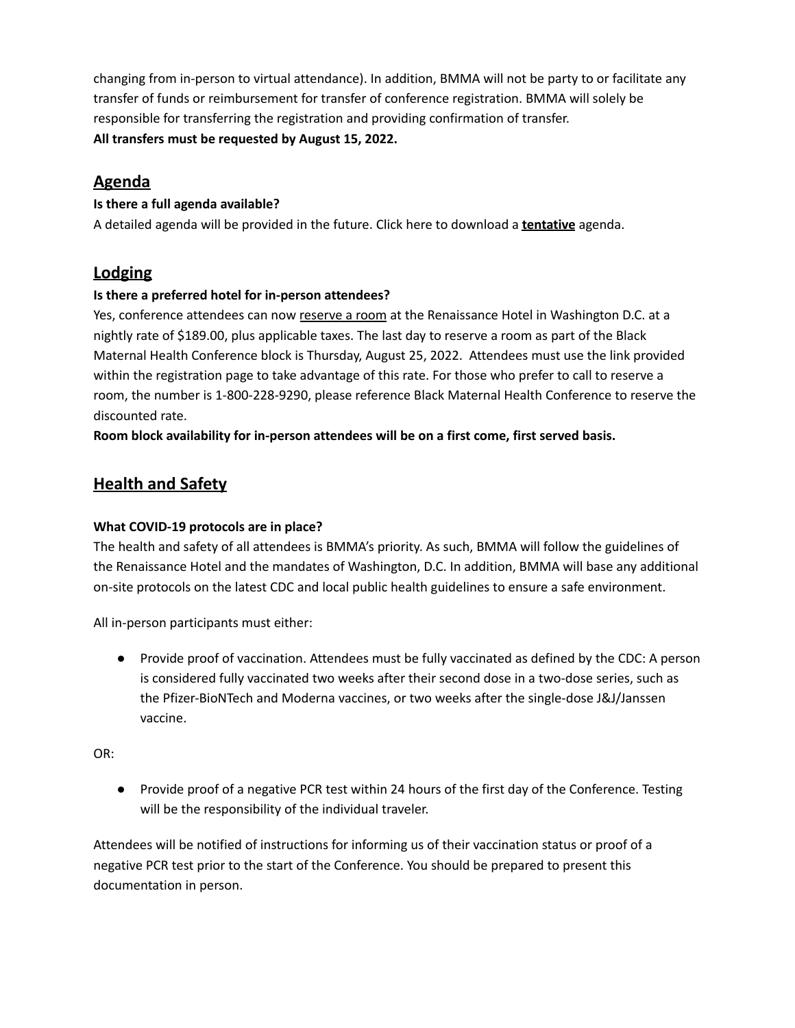changing from in-person to virtual attendance). In addition, BMMA will not be party to or facilitate any transfer of funds or reimbursement for transfer of conference registration. BMMA will solely be responsible for transferring the registration and providing confirmation of transfer.
**All transfers must be requested by August 15, 2022.**

## Agenda

**Is there a full agenda available?**
A detailed agenda will be provided in the future. Click here to download a **tentative** agenda.

## Lodging

**Is there a preferred hotel for in-person attendees?**
Yes, conference attendees can now reserve a room at the Renaissance Hotel in Washington D.C. at a nightly rate of $189.00, plus applicable taxes. The last day to reserve a room as part of the Black Maternal Health Conference block is Thursday, August 25, 2022. Attendees must use the link provided within the registration page to take advantage of this rate. For those who prefer to call to reserve a room, the number is 1-800-228-9290, please reference Black Maternal Health Conference to reserve the discounted rate.
**Room block availability for in-person attendees will be on a first come, first served basis.**

## Health and Safety

**What COVID-19 protocols are in place?**
The health and safety of all attendees is BMMA's priority. As such, BMMA will follow the guidelines of the Renaissance Hotel and the mandates of Washington, D.C. In addition, BMMA will base any additional on-site protocols on the latest CDC and local public health guidelines to ensure a safe environment.

All in-person participants must either:

- Provide proof of vaccination. Attendees must be fully vaccinated as defined by the CDC: A person is considered fully vaccinated two weeks after their second dose in a two-dose series, such as the Pfizer-BioNTech and Moderna vaccines, or two weeks after the single-dose J&J/Janssen vaccine.

OR:

- Provide proof of a negative PCR test within 24 hours of the first day of the Conference. Testing will be the responsibility of the individual traveler.

Attendees will be notified of instructions for informing us of their vaccination status or proof of a negative PCR test prior to the start of the Conference. You should be prepared to present this documentation in person.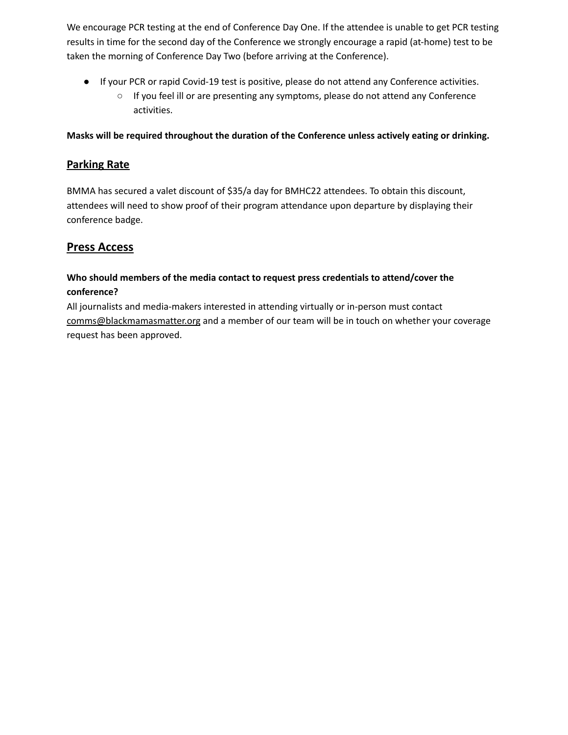We encourage PCR testing at the end of Conference Day One. If the attendee is unable to get PCR testing results in time for the second day of the Conference we strongly encourage a rapid (at-home) test to be taken the morning of Conference Day Two (before arriving at the Conference).

- If your PCR or rapid Covid-19 test is positive, please do not attend any Conference activities.
    - If you feel ill or are presenting any symptoms, please do not attend any Conference activities.

**Masks will be required throughout the duration of the Conference unless actively eating or drinking.**

### Parking Rate

BMMA has secured a valet discount of $35/a day for BMHC22 attendees. To obtain this discount, attendees will need to show proof of their program attendance upon departure by displaying their conference badge.

## Press Access

**Who should members of the media contact to request press credentials to attend/cover the conference?**

All journalists and media-makers interested in attending virtually or in-person must contact comms@blackmamasmatter.org and a member of our team will be in touch on whether your coverage request has been approved.